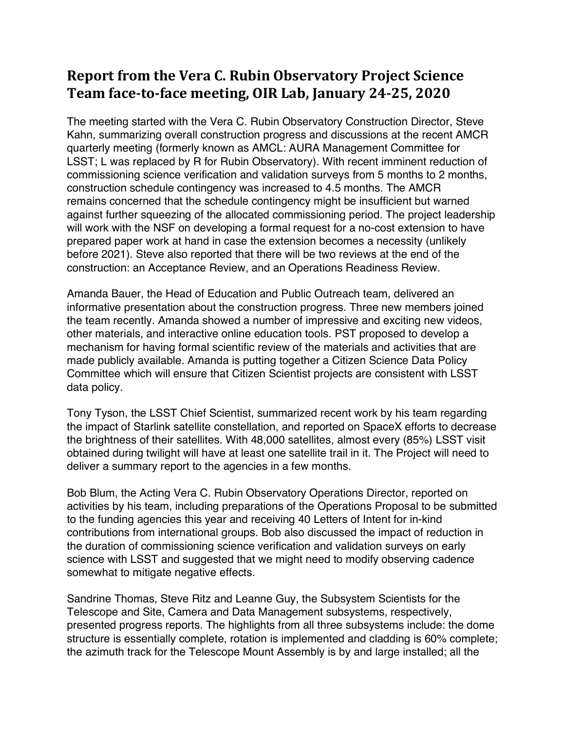# Report from the Vera C. Rubin Observatory Project Science Team face-to-face meeting, OIR Lab, January 24-25, 2020

The meeting started with the Vera C. Rubin Observatory Construction Director, Steve Kahn, summarizing overall construction progress and discussions at the recent AMCR quarterly meeting (formerly known as AMCL: AURA Management Committee for LSST; L was replaced by R for Rubin Observatory). With recent imminent reduction of commissioning science verification and validation surveys from 5 months to 2 months, construction schedule contingency was increased to 4.5 months. The AMCR remains concerned that the schedule contingency might be insufficient but warned against further squeezing of the allocated commissioning period. The project leadership will work with the NSF on developing a formal request for a no-cost extension to have prepared paper work at hand in case the extension becomes a necessity (unlikely before 2021). Steve also reported that there will be two reviews at the end of the construction: an Acceptance Review, and an Operations Readiness Review.

Amanda Bauer, the Head of Education and Public Outreach team, delivered an informative presentation about the construction progress. Three new members joined the team recently. Amanda showed a number of impressive and exciting new videos, other materials, and interactive online education tools. PST proposed to develop a mechanism for having formal scientific review of the materials and activities that are made publicly available. Amanda is putting together a Citizen Science Data Policy Committee which will ensure that Citizen Scientist projects are consistent with LSST data policy.

Tony Tyson, the LSST Chief Scientist, summarized recent work by his team regarding the impact of Starlink satellite constellation, and reported on SpaceX efforts to decrease the brightness of their satellites. With 48,000 satellites, almost every (85%) LSST visit obtained during twilight will have at least one satellite trail in it. The Project will need to deliver a summary report to the agencies in a few months.

Bob Blum, the Acting Vera C. Rubin Observatory Operations Director, reported on activities by his team, including preparations of the Operations Proposal to be submitted to the funding agencies this year and receiving 40 Letters of Intent for in-kind contributions from international groups. Bob also discussed the impact of reduction in the duration of commissioning science verification and validation surveys on early science with LSST and suggested that we might need to modify observing cadence somewhat to mitigate negative effects.

Sandrine Thomas, Steve Ritz and Leanne Guy, the Subsystem Scientists for the Telescope and Site, Camera and Data Management subsystems, respectively, presented progress reports. The highlights from all three subsystems include: the dome structure is essentially complete, rotation is implemented and cladding is 60% complete; the azimuth track for the Telescope Mount Assembly is by and large installed; all the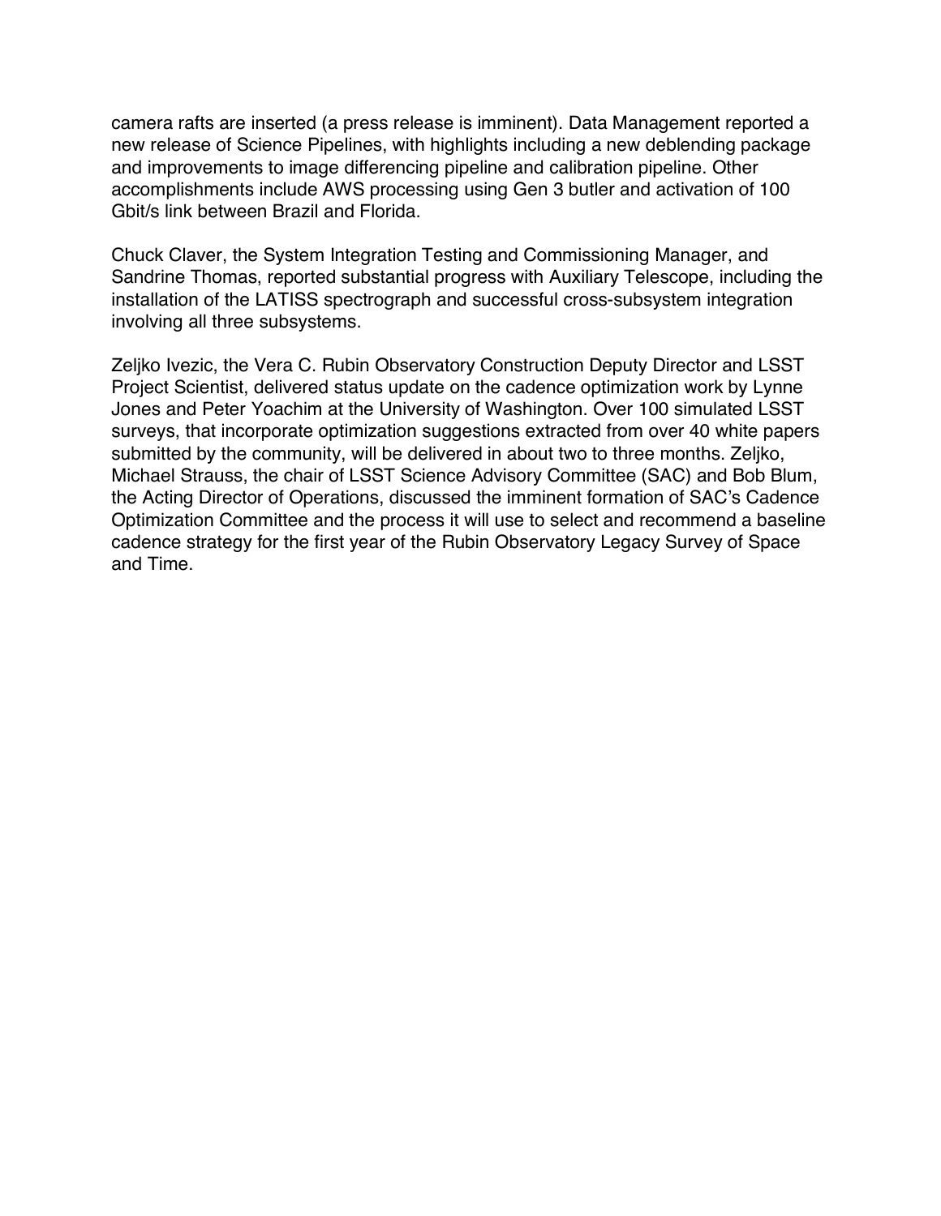camera rafts are inserted (a press release is imminent). Data Management reported a new release of Science Pipelines, with highlights including a new deblending package and improvements to image differencing pipeline and calibration pipeline. Other accomplishments include AWS processing using Gen 3 butler and activation of 100 Gbit/s link between Brazil and Florida.

Chuck Claver, the System Integration Testing and Commissioning Manager, and Sandrine Thomas, reported substantial progress with Auxiliary Telescope, including the installation of the LATISS spectrograph and successful cross-subsystem integration involving all three subsystems.

Zeljko Ivezic, the Vera C. Rubin Observatory Construction Deputy Director and LSST Project Scientist, delivered status update on the cadence optimization work by Lynne Jones and Peter Yoachim at the University of Washington. Over 100 simulated LSST surveys, that incorporate optimization suggestions extracted from over 40 white papers submitted by the community, will be delivered in about two to three months. Zeljko, Michael Strauss, the chair of LSST Science Advisory Committee (SAC) and Bob Blum, the Acting Director of Operations, discussed the imminent formation of SAC's Cadence Optimization Committee and the process it will use to select and recommend a baseline cadence strategy for the first year of the Rubin Observatory Legacy Survey of Space and Time.